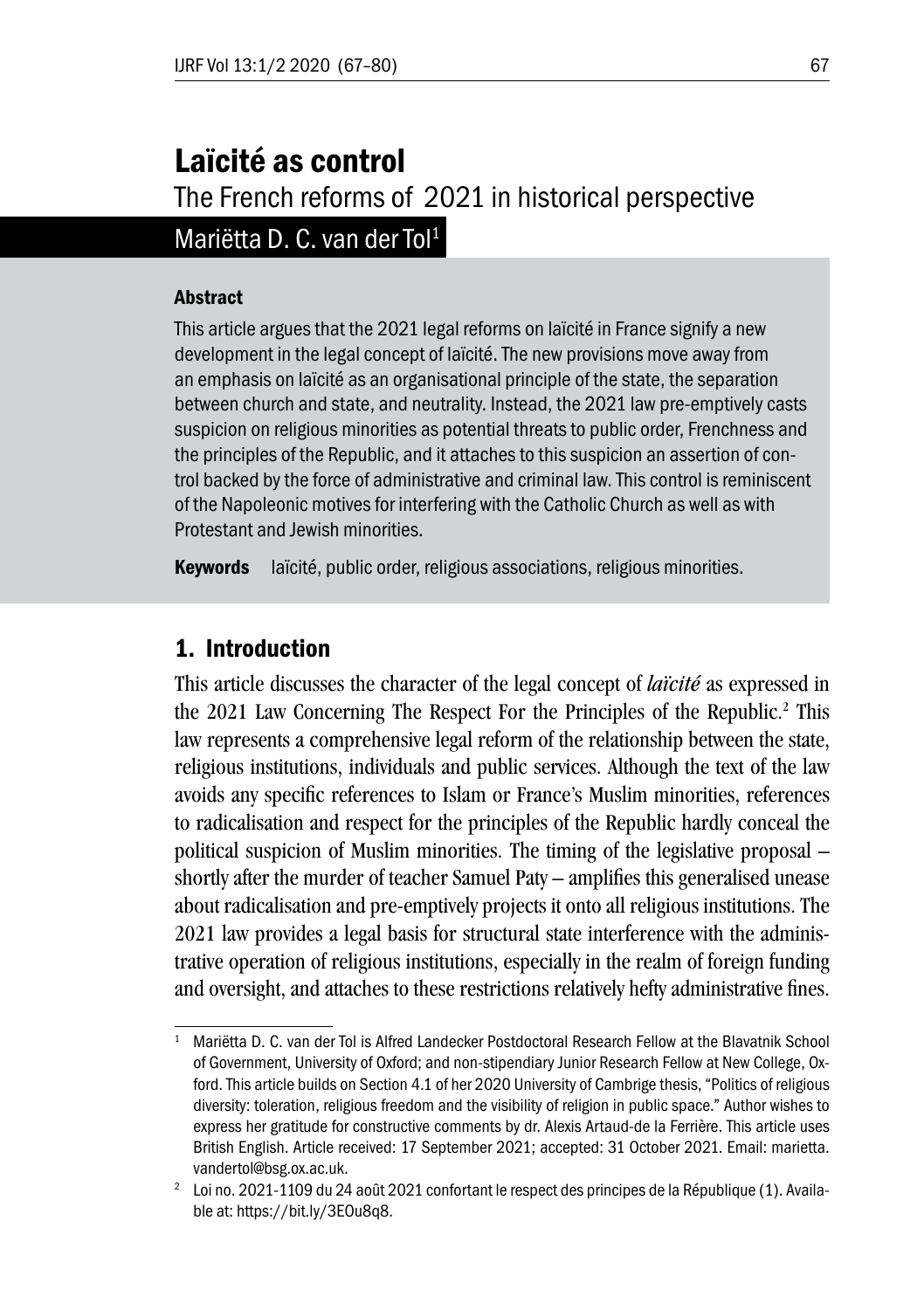# Laïcité as control

## The French reforms of 2021 in historical perspective

Mariëtta D. C. van der Tol[1]

### Abstract

This article argues that the 2021 legal reforms on laïcité in France signify a new development in the legal concept of laïcité. The new provisions move away from an emphasis on laïcité as an organisational principle of the state, the separation between church and state, and neutrality. Instead, the 2021 law pre-emptively casts suspicion on religious minorities as potential threats to public order, Frenchness and the principles of the Republic, and it attaches to this suspicion an assertion of control backed by the force of administrative and criminal law. This control is reminiscent of the Napoleonic motives for interfering with the Catholic Church as well as with Protestant and Jewish minorities.

**Keywords** laïcité, public order, religious associations, religious minorities.

## 1. Introduction

This article discusses the character of the legal concept of *laïcité* as expressed in the 2021 Law Concerning The Respect For the Principles of the Republic.[2] This law represents a comprehensive legal reform of the relationship between the state, religious institutions, individuals and public services. Although the text of the law avoids any specific references to Islam or France's Muslim minorities, references to radicalisation and respect for the principles of the Republic hardly conceal the political suspicion of Muslim minorities. The timing of the legislative proposal – shortly after the murder of teacher Samuel Paty – amplifies this generalised unease about radicalisation and pre-emptively projects it onto all religious institutions. The 2021 law provides a legal basis for structural state interference with the administrative operation of religious institutions, especially in the realm of foreign funding and oversight, and attaches to these restrictions relatively hefty administrative fines.

---

[1] Mariëtta D. C. van der Tol is Alfred Landecker Postdoctoral Research Fellow at the Blavatnik School of Government, University of Oxford; and non-stipendiary Junior Research Fellow at New College, Oxford. This article builds on Section 4.1 of her 2020 University of Cambrige thesis, "Politics of religious diversity: toleration, religious freedom and the visibility of religion in public space." Author wishes to express her gratitude for constructive comments by dr. Alexis Artaud-de la Ferrière. This article uses British English. Article received: 17 September 2021; accepted: 31 October 2021. Email: marietta.vandertol@bsg.ox.ac.uk.

[2] Loi no. 2021-1109 du 24 août 2021 confortant le respect des principes de la République (1). Available at: https://bit.ly/3EOu8q8.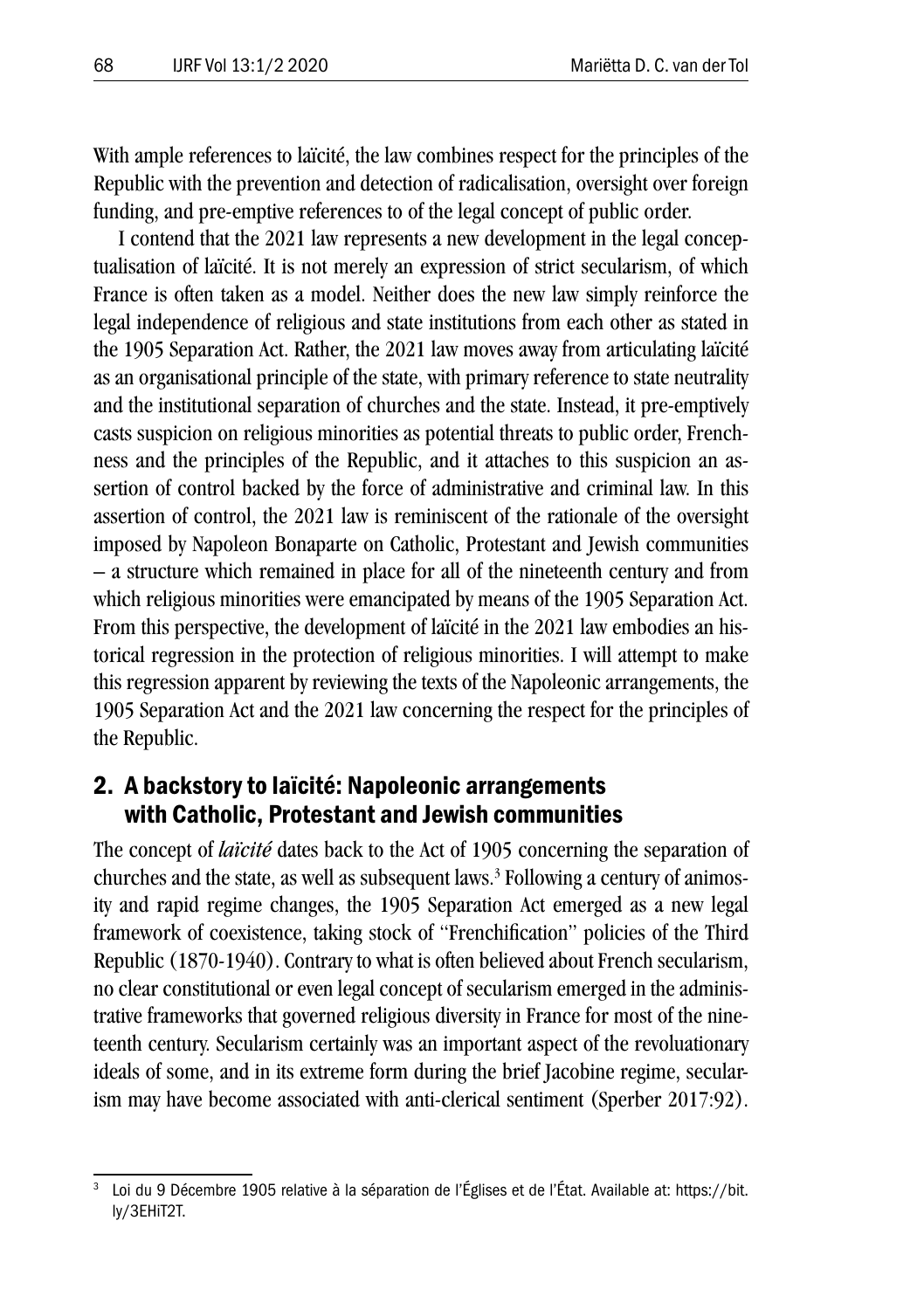With ample references to laïcité, the law combines respect for the principles of the Republic with the prevention and detection of radicalisation, oversight over foreign funding, and pre-emptive references to of the legal concept of public order.

I contend that the 2021 law represents a new development in the legal conceptualisation of laïcité. It is not merely an expression of strict secularism, of which France is often taken as a model. Neither does the new law simply reinforce the legal independence of religious and state institutions from each other as stated in the 1905 Separation Act. Rather, the 2021 law moves away from articulating laïcité as an organisational principle of the state, with primary reference to state neutrality and the institutional separation of churches and the state. Instead, it pre-emptively casts suspicion on religious minorities as potential threats to public order, Frenchness and the principles of the Republic, and it attaches to this suspicion an assertion of control backed by the force of administrative and criminal law. In this assertion of control, the 2021 law is reminiscent of the rationale of the oversight imposed by Napoleon Bonaparte on Catholic, Protestant and Jewish communities – a structure which remained in place for all of the nineteenth century and from which religious minorities were emancipated by means of the 1905 Separation Act. From this perspective, the development of laïcité in the 2021 law embodies an historical regression in the protection of religious minorities. I will attempt to make this regression apparent by reviewing the texts of the Napoleonic arrangements, the 1905 Separation Act and the 2021 law concerning the respect for the principles of the Republic.

## 2. A backstory to laïcité: Napoleonic arrangements with Catholic, Protestant and Jewish communities

The concept of *laïcité* dates back to the Act of 1905 concerning the separation of churches and the state, as well as subsequent laws.[3] Following a century of animosity and rapid regime changes, the 1905 Separation Act emerged as a new legal framework of coexistence, taking stock of "Frenchification" policies of the Third Republic (1870-1940). Contrary to what is often believed about French secularism, no clear constitutional or even legal concept of secularism emerged in the administrative frameworks that governed religious diversity in France for most of the nineteenth century. Secularism certainly was an important aspect of the revoluationary ideals of some, and in its extreme form during the brief Jacobine regime, secularism may have become associated with anti-clerical sentiment (Sperber 2017:92).

[3] Loi du 9 Décembre 1905 relative à la séparation de l'Églises et de l'État. Available at: https://bit.ly/3EHiT2T.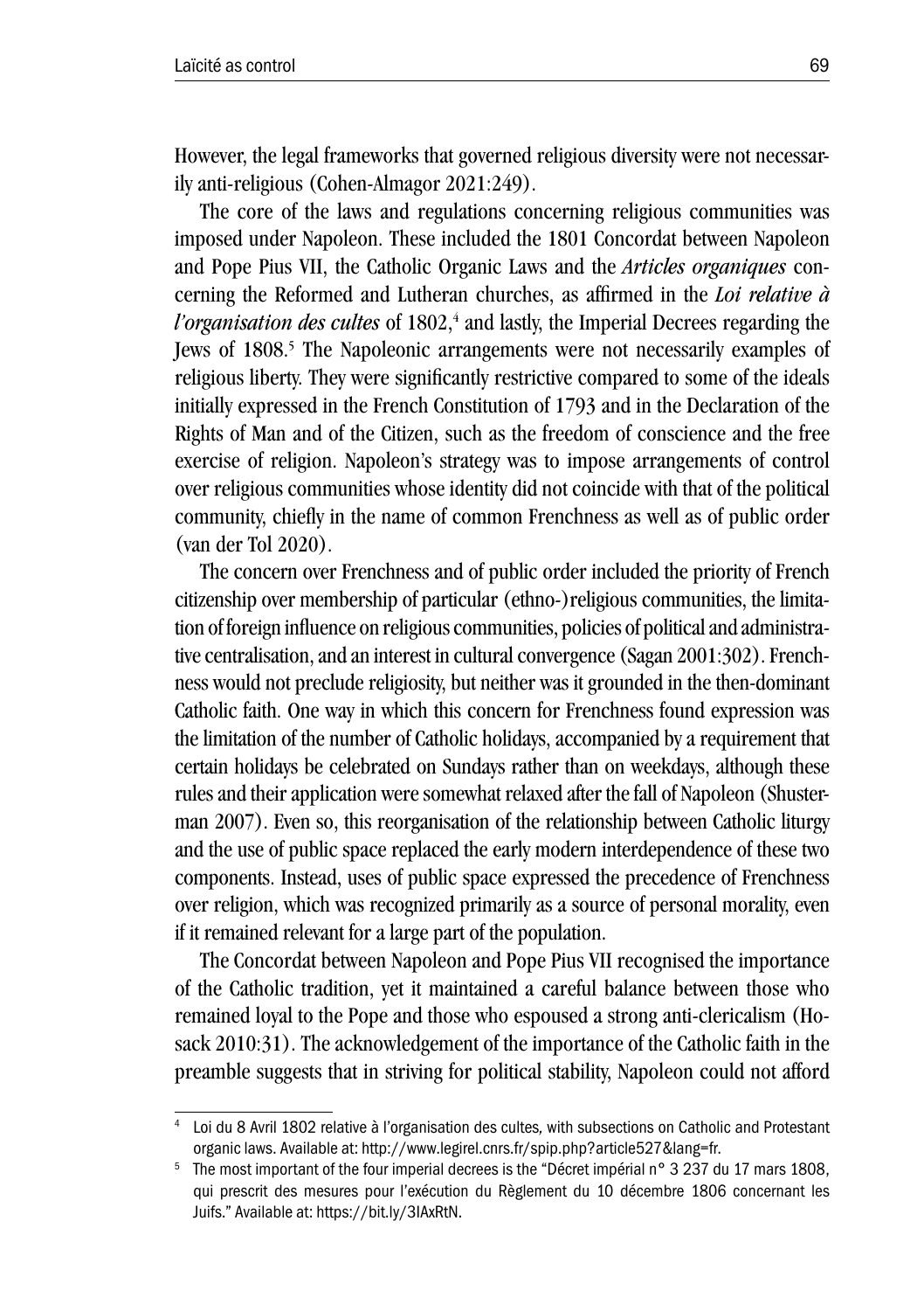However, the legal frameworks that governed religious diversity were not necessarily anti-religious (Cohen-Almagor 2021:249).

The core of the laws and regulations concerning religious communities was imposed under Napoleon. These included the 1801 Concordat between Napoleon and Pope Pius VII, the Catholic Organic Laws and the *Articles organiques* concerning the Reformed and Lutheran churches, as affirmed in the *Loi relative à l'organisation des cultes* of 1802,[4] and lastly, the Imperial Decrees regarding the Jews of 1808.[5] The Napoleonic arrangements were not necessarily examples of religious liberty. They were significantly restrictive compared to some of the ideals initially expressed in the French Constitution of 1793 and in the Declaration of the Rights of Man and of the Citizen, such as the freedom of conscience and the free exercise of religion. Napoleon's strategy was to impose arrangements of control over religious communities whose identity did not coincide with that of the political community, chiefly in the name of common Frenchness as well as of public order (van der Tol 2020).

The concern over Frenchness and of public order included the priority of French citizenship over membership of particular (ethno-)religious communities, the limitation of foreign influence on religious communities, policies of political and administrative centralisation, and an interest in cultural convergence (Sagan 2001:302). Frenchness would not preclude religiosity, but neither was it grounded in the then-dominant Catholic faith. One way in which this concern for Frenchness found expression was the limitation of the number of Catholic holidays, accompanied by a requirement that certain holidays be celebrated on Sundays rather than on weekdays, although these rules and their application were somewhat relaxed after the fall of Napoleon (Shusterman 2007). Even so, this reorganisation of the relationship between Catholic liturgy and the use of public space replaced the early modern interdependence of these two components. Instead, uses of public space expressed the precedence of Frenchness over religion, which was recognized primarily as a source of personal morality, even if it remained relevant for a large part of the population.

The Concordat between Napoleon and Pope Pius VII recognised the importance of the Catholic tradition, yet it maintained a careful balance between those who remained loyal to the Pope and those who espoused a strong anti-clericalism (Hosack 2010:31). The acknowledgement of the importance of the Catholic faith in the preamble suggests that in striving for political stability, Napoleon could not afford

[4] Loi du 8 Avril 1802 relative à l'organisation des cultes, with subsections on Catholic and Protestant organic laws. Available at: http://www.legirel.cnrs.fr/spip.php?article527&lang=fr.

[5] The most important of the four imperial decrees is the "Décret impérial n° 3 237 du 17 mars 1808, qui prescrit des mesures pour l'exécution du Règlement du 10 décembre 1806 concernant les Juifs." Available at: https://bit.ly/3IAxRtN.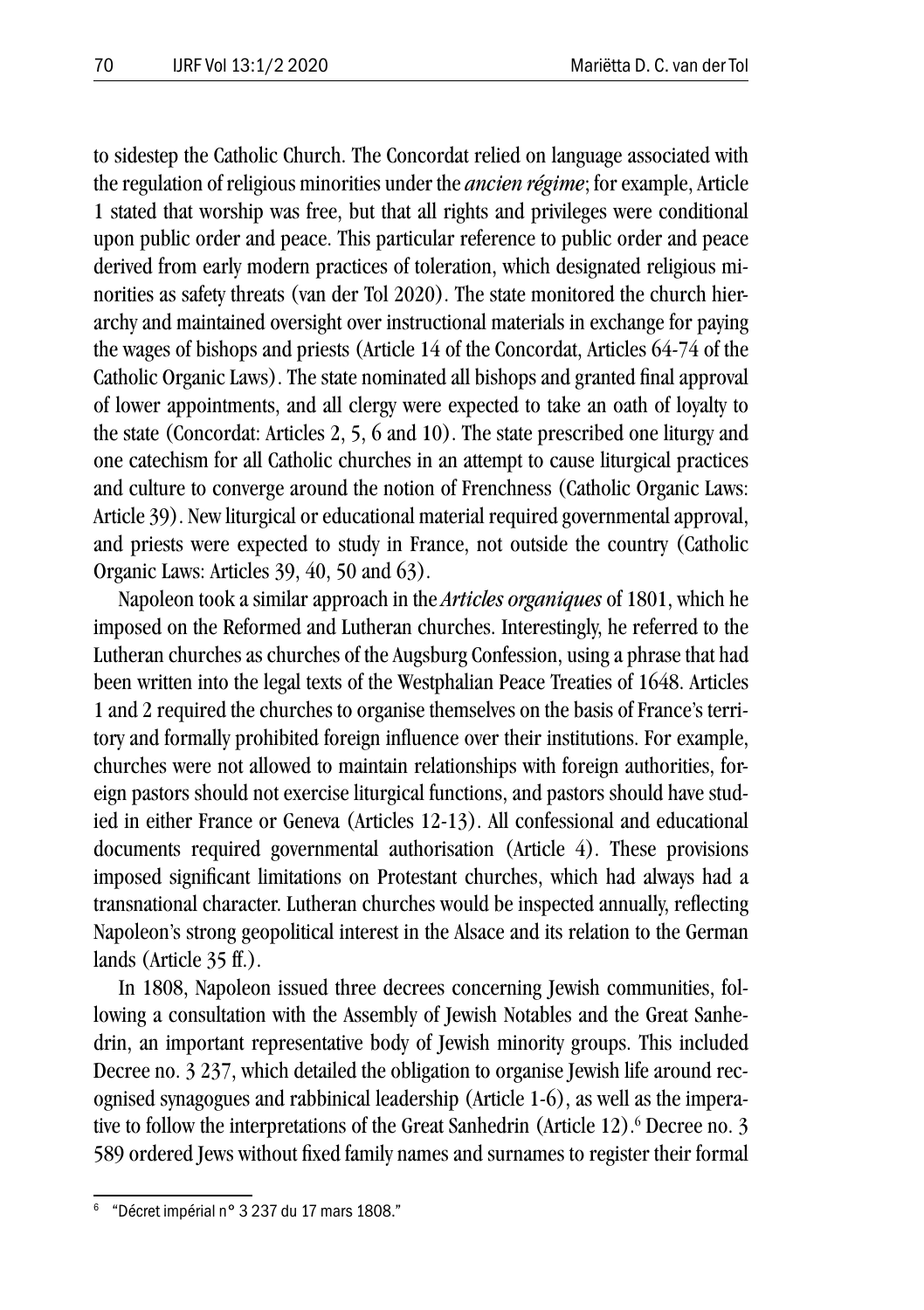to sidestep the Catholic Church. The Concordat relied on language associated with the regulation of religious minorities under the *ancien régime*; for example, Article 1 stated that worship was free, but that all rights and privileges were conditional upon public order and peace. This particular reference to public order and peace derived from early modern practices of toleration, which designated religious minorities as safety threats (van der Tol 2020). The state monitored the church hierarchy and maintained oversight over instructional materials in exchange for paying the wages of bishops and priests (Article 14 of the Concordat, Articles 64-74 of the Catholic Organic Laws). The state nominated all bishops and granted final approval of lower appointments, and all clergy were expected to take an oath of loyalty to the state (Concordat: Articles 2, 5, 6 and 10). The state prescribed one liturgy and one catechism for all Catholic churches in an attempt to cause liturgical practices and culture to converge around the notion of Frenchness (Catholic Organic Laws: Article 39). New liturgical or educational material required governmental approval, and priests were expected to study in France, not outside the country (Catholic Organic Laws: Articles 39, 40, 50 and 63).

Napoleon took a similar approach in the *Articles organiques* of 1801, which he imposed on the Reformed and Lutheran churches. Interestingly, he referred to the Lutheran churches as churches of the Augsburg Confession, using a phrase that had been written into the legal texts of the Westphalian Peace Treaties of 1648. Articles 1 and 2 required the churches to organise themselves on the basis of France's territory and formally prohibited foreign influence over their institutions. For example, churches were not allowed to maintain relationships with foreign authorities, foreign pastors should not exercise liturgical functions, and pastors should have studied in either France or Geneva (Articles 12-13). All confessional and educational documents required governmental authorisation (Article 4). These provisions imposed significant limitations on Protestant churches, which had always had a transnational character. Lutheran churches would be inspected annually, reflecting Napoleon's strong geopolitical interest in the Alsace and its relation to the German lands (Article 35 ff.).

In 1808, Napoleon issued three decrees concerning Jewish communities, following a consultation with the Assembly of Jewish Notables and the Great Sanhedrin, an important representative body of Jewish minority groups. This included Decree no. 3 237, which detailed the obligation to organise Jewish life around recognised synagogues and rabbinical leadership (Article 1-6), as well as the imperative to follow the interpretations of the Great Sanhedrin (Article 12).[6] Decree no. 3 589 ordered Jews without fixed family names and surnames to register their formal

[6] "Décret impérial n° 3 237 du 17 mars 1808."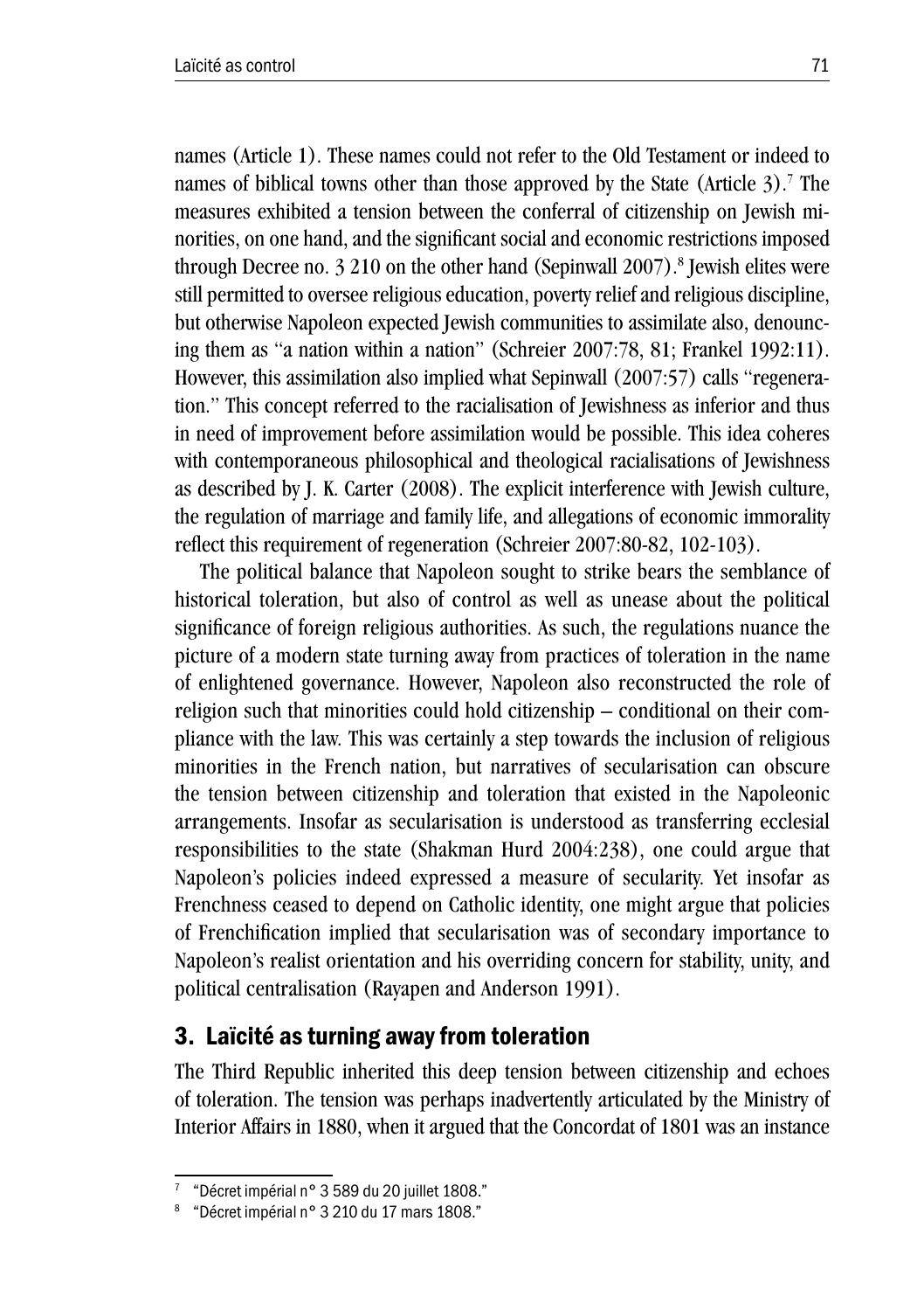names (Article 1). These names could not refer to the Old Testament or indeed to names of biblical towns other than those approved by the State (Article 3).[7] The measures exhibited a tension between the conferral of citizenship on Jewish minorities, on one hand, and the significant social and economic restrictions imposed through Decree no. 3 210 on the other hand (Sepinwall 2007).[8] Jewish elites were still permitted to oversee religious education, poverty relief and religious discipline, but otherwise Napoleon expected Jewish communities to assimilate also, denouncing them as "a nation within a nation" (Schreier 2007:78, 81; Frankel 1992:11). However, this assimilation also implied what Sepinwall (2007:57) calls "regeneration." This concept referred to the racialisation of Jewishness as inferior and thus in need of improvement before assimilation would be possible. This idea coheres with contemporaneous philosophical and theological racialisations of Jewishness as described by J. K. Carter (2008). The explicit interference with Jewish culture, the regulation of marriage and family life, and allegations of economic immorality reflect this requirement of regeneration (Schreier 2007:80-82, 102-103).

The political balance that Napoleon sought to strike bears the semblance of historical toleration, but also of control as well as unease about the political significance of foreign religious authorities. As such, the regulations nuance the picture of a modern state turning away from practices of toleration in the name of enlightened governance. However, Napoleon also reconstructed the role of religion such that minorities could hold citizenship – conditional on their compliance with the law. This was certainly a step towards the inclusion of religious minorities in the French nation, but narratives of secularisation can obscure the tension between citizenship and toleration that existed in the Napoleonic arrangements. Insofar as secularisation is understood as transferring ecclesial responsibilities to the state (Shakman Hurd 2004:238), one could argue that Napoleon's policies indeed expressed a measure of secularity. Yet insofar as Frenchness ceased to depend on Catholic identity, one might argue that policies of Frenchification implied that secularisation was of secondary importance to Napoleon's realist orientation and his overriding concern for stability, unity, and political centralisation (Rayapen and Anderson 1991).

## 3. Laïcité as turning away from toleration

The Third Republic inherited this deep tension between citizenship and echoes of toleration. The tension was perhaps inadvertently articulated by the Ministry of Interior Affairs in 1880, when it argued that the Concordat of 1801 was an instance

---

[7] "Décret impérial n° 3 589 du 20 juillet 1808."

[8] "Décret impérial n° 3 210 du 17 mars 1808."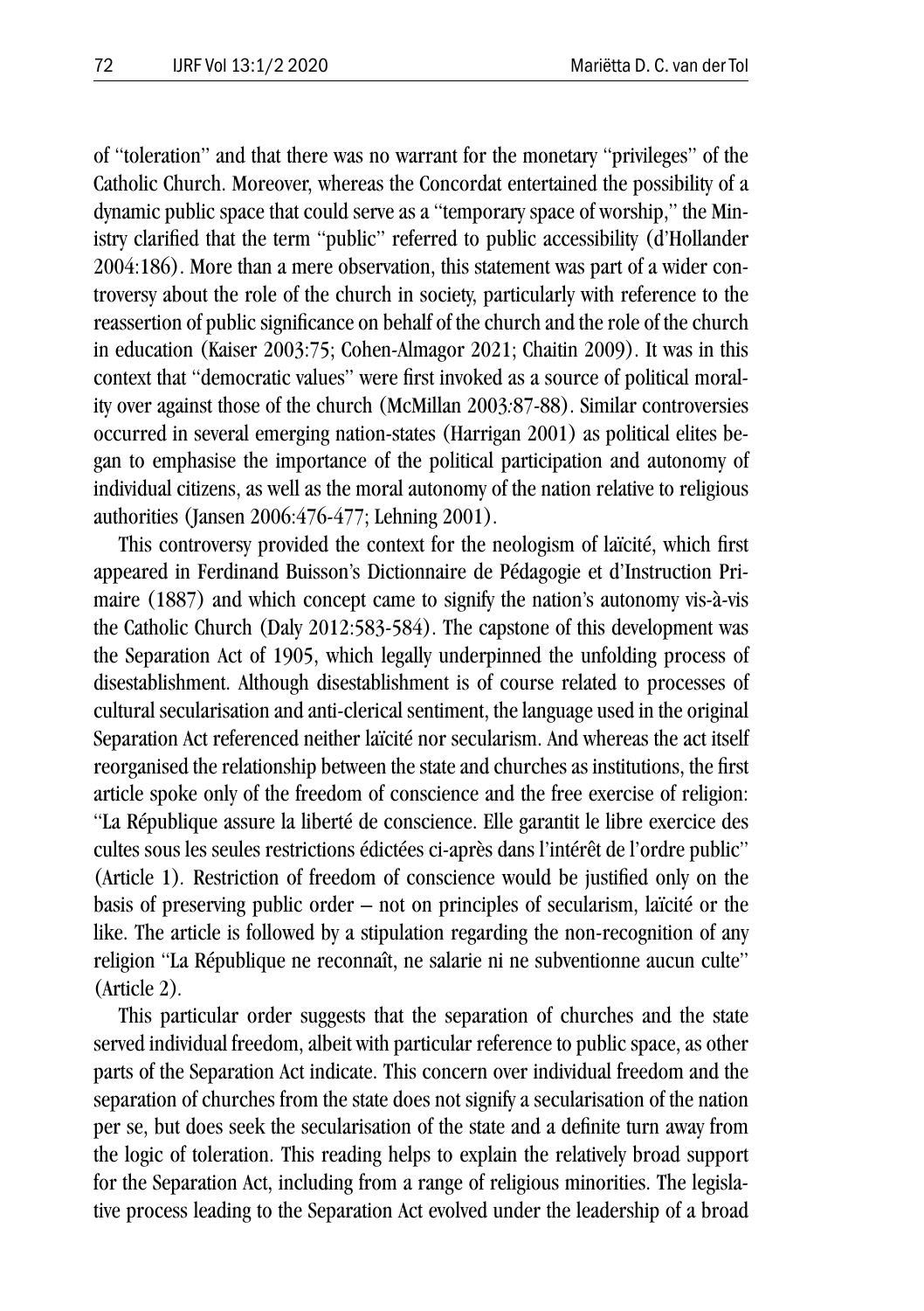of "toleration" and that there was no warrant for the monetary "privileges" of the Catholic Church. Moreover, whereas the Concordat entertained the possibility of a dynamic public space that could serve as a "temporary space of worship," the Ministry clarified that the term "public" referred to public accessibility (d'Hollander 2004:186). More than a mere observation, this statement was part of a wider controversy about the role of the church in society, particularly with reference to the reassertion of public significance on behalf of the church and the role of the church in education (Kaiser 2003:75; Cohen-Almagor 2021; Chaitin 2009). It was in this context that "democratic values" were first invoked as a source of political morality over against those of the church (McMillan 2003:87-88). Similar controversies occurred in several emerging nation-states (Harrigan 2001) as political elites began to emphasise the importance of the political participation and autonomy of individual citizens, as well as the moral autonomy of the nation relative to religious authorities (Jansen 2006:476-477; Lehning 2001).

This controversy provided the context for the neologism of laïcité, which first appeared in Ferdinand Buisson's Dictionnaire de Pédagogie et d'Instruction Primaire (1887) and which concept came to signify the nation's autonomy vis-à-vis the Catholic Church (Daly 2012:583-584). The capstone of this development was the Separation Act of 1905, which legally underpinned the unfolding process of disestablishment. Although disestablishment is of course related to processes of cultural secularisation and anti-clerical sentiment, the language used in the original Separation Act referenced neither laïcité nor secularism. And whereas the act itself reorganised the relationship between the state and churches as institutions, the first article spoke only of the freedom of conscience and the free exercise of religion: "La République assure la liberté de conscience. Elle garantit le libre exercice des cultes sous les seules restrictions édictées ci-après dans l'intérêt de l'ordre public" (Article 1). Restriction of freedom of conscience would be justified only on the basis of preserving public order – not on principles of secularism, laïcité or the like. The article is followed by a stipulation regarding the non-recognition of any religion "La République ne reconnaît, ne salarie ni ne subventionne aucun culte" (Article 2).

This particular order suggests that the separation of churches and the state served individual freedom, albeit with particular reference to public space, as other parts of the Separation Act indicate. This concern over individual freedom and the separation of churches from the state does not signify a secularisation of the nation per se, but does seek the secularisation of the state and a definite turn away from the logic of toleration. This reading helps to explain the relatively broad support for the Separation Act, including from a range of religious minorities. The legislative process leading to the Separation Act evolved under the leadership of a broad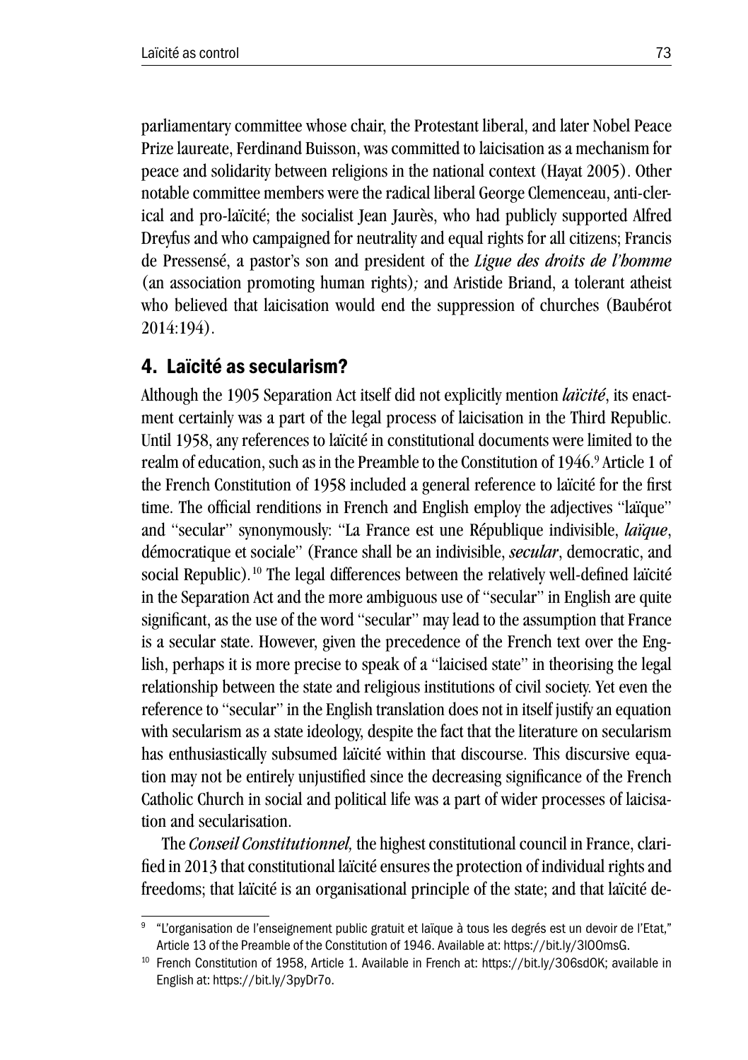parliamentary committee whose chair, the Protestant liberal, and later Nobel Peace Prize laureate, Ferdinand Buisson, was committed to laicisation as a mechanism for peace and solidarity between religions in the national context (Hayat 2005). Other notable committee members were the radical liberal George Clemenceau, anti-clerical and pro-laïcité; the socialist Jean Jaurès, who had publicly supported Alfred Dreyfus and who campaigned for neutrality and equal rights for all citizens; Francis de Pressensé, a pastor's son and president of the *Ligue des droits de l'homme* (an association promoting human rights)*;* and Aristide Briand, a tolerant atheist who believed that laicisation would end the suppression of churches (Baubérot 2014:194).

## 4. Laïcité as secularism?

Although the 1905 Separation Act itself did not explicitly mention *laïcité*, its enactment certainly was a part of the legal process of laicisation in the Third Republic. Until 1958, any references to laïcité in constitutional documents were limited to the realm of education, such as in the Preamble to the Constitution of 1946.[9] Article 1 of the French Constitution of 1958 included a general reference to laïcité for the first time. The official renditions in French and English employ the adjectives "laïque" and "secular" synonymously: "La France est une République indivisible, *laïque*, démocratique et sociale" (France shall be an indivisible, ***secular***, democratic, and social Republic).[10] The legal differences between the relatively well-defined laïcité in the Separation Act and the more ambiguous use of "secular" in English are quite significant, as the use of the word "secular" may lead to the assumption that France is a secular state. However, given the precedence of the French text over the English, perhaps it is more precise to speak of a "laicised state" in theorising the legal relationship between the state and religious institutions of civil society. Yet even the reference to "secular" in the English translation does not in itself justify an equation with secularism as a state ideology, despite the fact that the literature on secularism has enthusiastically subsumed laïcité within that discourse. This discursive equation may not be entirely unjustified since the decreasing significance of the French Catholic Church in social and political life was a part of wider processes of laicisation and secularisation.

The *Conseil Constitutionnel,* the highest constitutional council in France, clarified in 2013 that constitutional laïcité ensures the protection of individual rights and freedoms; that laïcité is an organisational principle of the state; and that laïcité de-

---

[9] "L'organisation de l'enseignement public gratuit et laïque à tous les degrés est un devoir de l'Etat," Article 13 of the Preamble of the Constitution of 1946. Available at: https://bit.ly/3lOOmsG.

[10] French Constitution of 1958, Article 1. Available in French at: https://bit.ly/306sdOK; available in English at: https://bit.ly/3pyDr7o.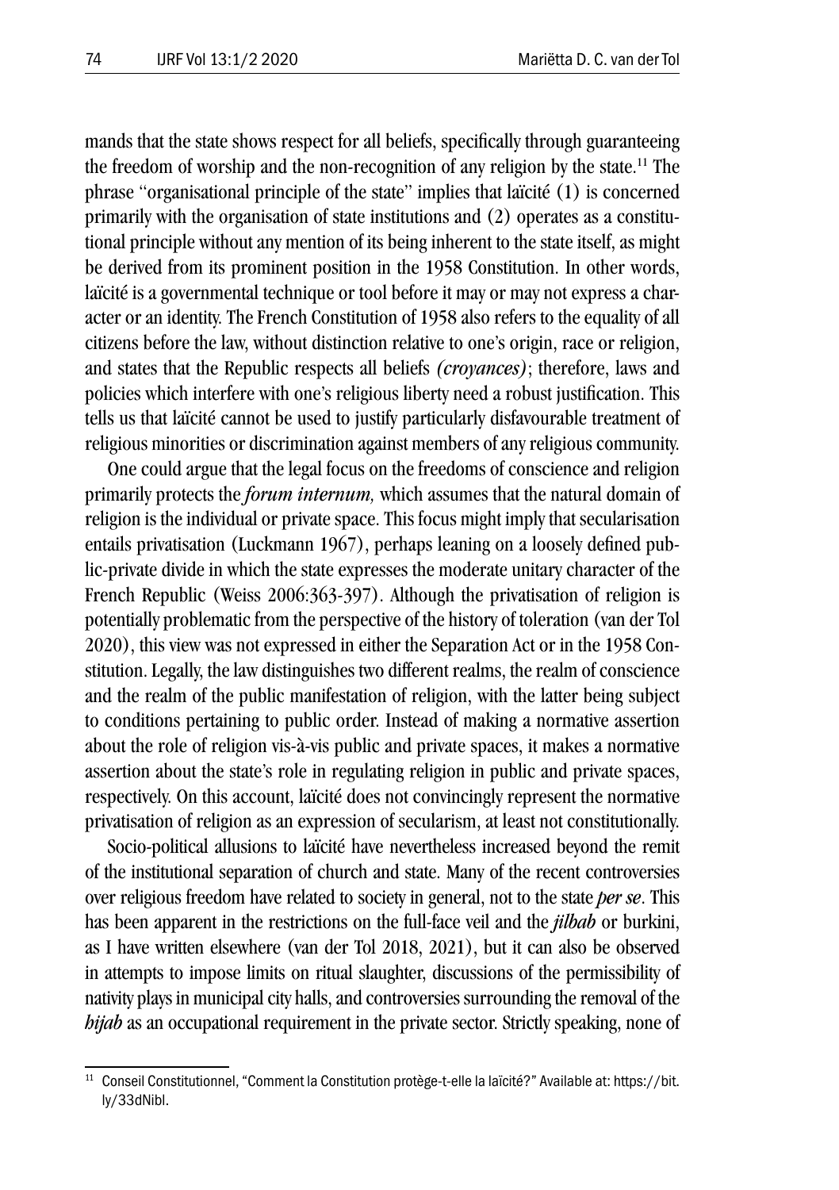mands that the state shows respect for all beliefs, specifically through guaranteeing the freedom of worship and the non-recognition of any religion by the state.[11] The phrase "organisational principle of the state" implies that laïcité (1) is concerned primarily with the organisation of state institutions and (2) operates as a constitutional principle without any mention of its being inherent to the state itself, as might be derived from its prominent position in the 1958 Constitution. In other words, laïcité is a governmental technique or tool before it may or may not express a character or an identity. The French Constitution of 1958 also refers to the equality of all citizens before the law, without distinction relative to one's origin, race or religion, and states that the Republic respects all beliefs *(croyances)*; therefore, laws and policies which interfere with one's religious liberty need a robust justification. This tells us that laïcité cannot be used to justify particularly disfavourable treatment of religious minorities or discrimination against members of any religious community.

One could argue that the legal focus on the freedoms of conscience and religion primarily protects the *forum internum,* which assumes that the natural domain of religion is the individual or private space. This focus might imply that secularisation entails privatisation (Luckmann 1967), perhaps leaning on a loosely defined public-private divide in which the state expresses the moderate unitary character of the French Republic (Weiss 2006:363-397). Although the privatisation of religion is potentially problematic from the perspective of the history of toleration (van der Tol 2020), this view was not expressed in either the Separation Act or in the 1958 Constitution. Legally, the law distinguishes two different realms, the realm of conscience and the realm of the public manifestation of religion, with the latter being subject to conditions pertaining to public order. Instead of making a normative assertion about the role of religion vis-à-vis public and private spaces, it makes a normative assertion about the state's role in regulating religion in public and private spaces, respectively. On this account, laïcité does not convincingly represent the normative privatisation of religion as an expression of secularism, at least not constitutionally.

Socio-political allusions to laïcité have nevertheless increased beyond the remit of the institutional separation of church and state. Many of the recent controversies over religious freedom have related to society in general, not to the state *per se*. This has been apparent in the restrictions on the full-face veil and the *jilbab* or burkini, as I have written elsewhere (van der Tol 2018, 2021), but it can also be observed in attempts to impose limits on ritual slaughter, discussions of the permissibility of nativity plays in municipal city halls, and controversies surrounding the removal of the *hijab* as an occupational requirement in the private sector. Strictly speaking, none of

[11] Conseil Constitutionnel, "Comment la Constitution protège-t-elle la laïcité?" Available at: https://bit.ly/33dNibl.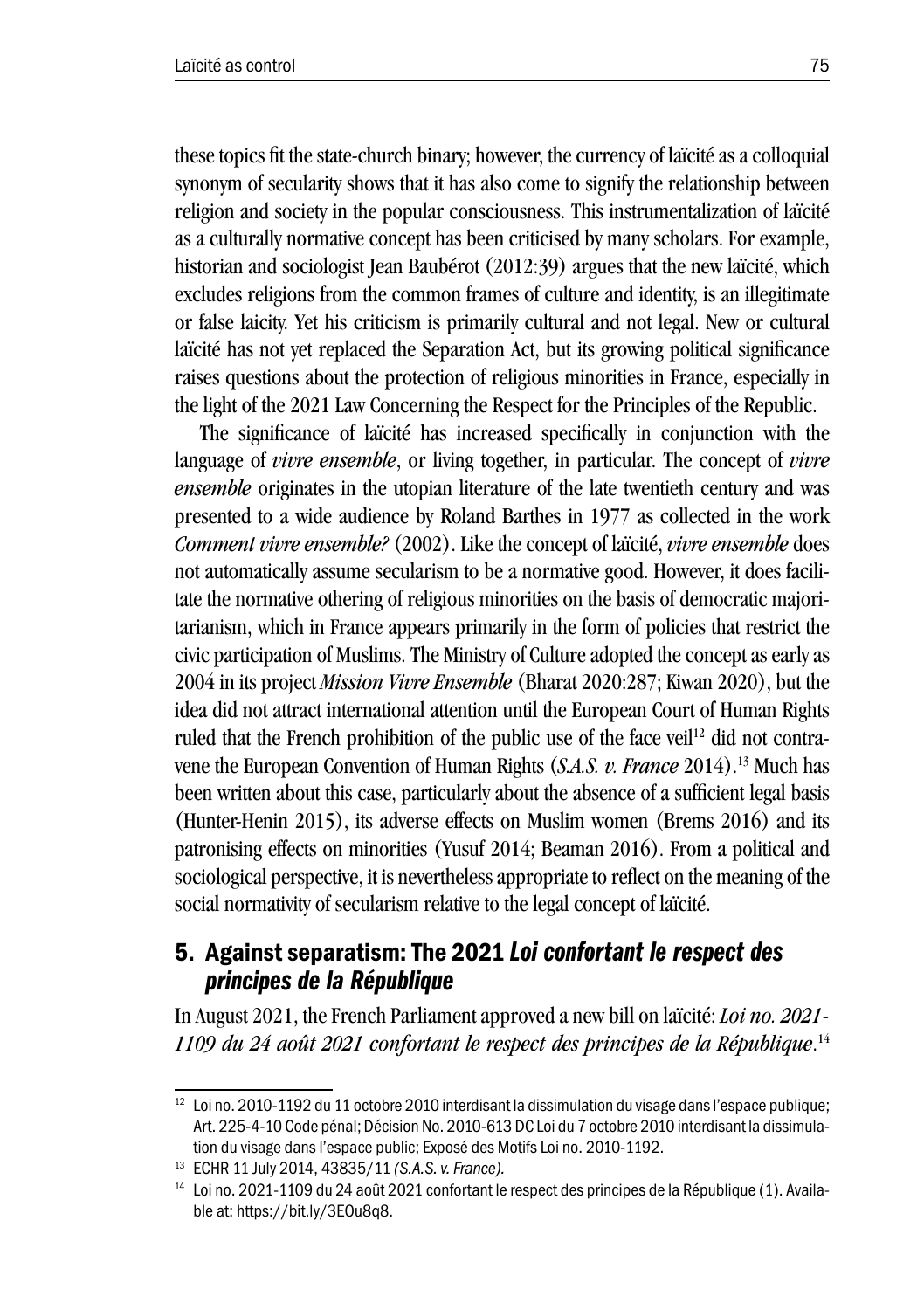these topics fit the state-church binary; however, the currency of laïcité as a colloquial synonym of secularity shows that it has also come to signify the relationship between religion and society in the popular consciousness. This instrumentalization of laïcité as a culturally normative concept has been criticised by many scholars. For example, historian and sociologist Jean Baubérot (2012:39) argues that the new laïcité, which excludes religions from the common frames of culture and identity, is an illegitimate or false laicity. Yet his criticism is primarily cultural and not legal. New or cultural laïcité has not yet replaced the Separation Act, but its growing political significance raises questions about the protection of religious minorities in France, especially in the light of the 2021 Law Concerning the Respect for the Principles of the Republic.

The significance of laïcité has increased specifically in conjunction with the language of *vivre ensemble*, or living together, in particular. The concept of *vivre ensemble* originates in the utopian literature of the late twentieth century and was presented to a wide audience by Roland Barthes in 1977 as collected in the work *Comment vivre ensemble?* (2002). Like the concept of laïcité, *vivre ensemble* does not automatically assume secularism to be a normative good. However, it does facilitate the normative othering of religious minorities on the basis of democratic majoritarianism, which in France appears primarily in the form of policies that restrict the civic participation of Muslims. The Ministry of Culture adopted the concept as early as 2004 in its project *Mission Vivre Ensemble* (Bharat 2020:287; Kiwan 2020), but the idea did not attract international attention until the European Court of Human Rights ruled that the French prohibition of the public use of the face veil[12] did not contravene the European Convention of Human Rights (*S.A.S. v. France* 2014).[13] Much has been written about this case, particularly about the absence of a sufficient legal basis (Hunter-Henin 2015), its adverse effects on Muslim women (Brems 2016) and its patronising effects on minorities (Yusuf 2014; Beaman 2016). From a political and sociological perspective, it is nevertheless appropriate to reflect on the meaning of the social normativity of secularism relative to the legal concept of laïcité.

## 5. Against separatism: The 2021 *Loi confortant le respect des principes de la République*

In August 2021, the French Parliament approved a new bill on laïcité: *Loi no. 2021-1109 du 24 août 2021 confortant le respect des principes de la République*.[14]

---

[12] Loi no. 2010-1192 du 11 octobre 2010 interdisant la dissimulation du visage dans l'espace publique; Art. 225-4-10 Code pénal; Décision No. 2010-613 DC Loi du 7 octobre 2010 interdisant la dissimulation du visage dans l'espace public; Exposé des Motifs Loi no. 2010-1192.

[13] ECHR 11 July 2014, 43835/11 *(S.A.S. v. France).*

[14] Loi no. 2021-1109 du 24 août 2021 confortant le respect des principes de la République (1). Available at: https://bit.ly/3EOu8q8.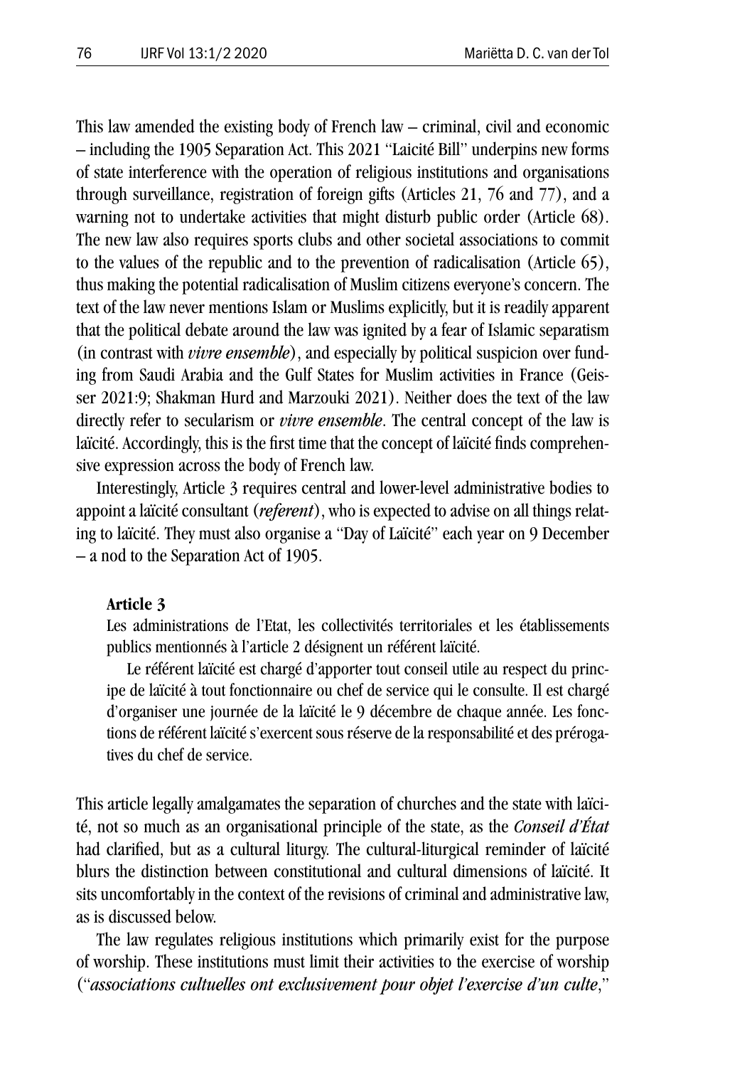This law amended the existing body of French law – criminal, civil and economic – including the 1905 Separation Act. This 2021 "Laicité Bill" underpins new forms of state interference with the operation of religious institutions and organisations through surveillance, registration of foreign gifts (Articles 21, 76 and 77), and a warning not to undertake activities that might disturb public order (Article 68). The new law also requires sports clubs and other societal associations to commit to the values of the republic and to the prevention of radicalisation (Article 65), thus making the potential radicalisation of Muslim citizens everyone's concern. The text of the law never mentions Islam or Muslims explicitly, but it is readily apparent that the political debate around the law was ignited by a fear of Islamic separatism (in contrast with *vivre ensemble*), and especially by political suspicion over funding from Saudi Arabia and the Gulf States for Muslim activities in France (Geisser 2021:9; Shakman Hurd and Marzouki 2021). Neither does the text of the law directly refer to secularism or *vivre ensemble*. The central concept of the law is laïcité. Accordingly, this is the first time that the concept of laïcité finds comprehensive expression across the body of French law.

Interestingly, Article 3 requires central and lower-level administrative bodies to appoint a laïcité consultant (*referent*), who is expected to advise on all things relating to laïcité. They must also organise a "Day of Laïcité" each year on 9 December – a nod to the Separation Act of 1905.

> **Article 3**
>
> Les administrations de l'Etat, les collectivités territoriales et les établissements publics mentionnés à l'article 2 désignent un référent laïcité.
>
> Le référent laïcité est chargé d'apporter tout conseil utile au respect du principe de laïcité à tout fonctionnaire ou chef de service qui le consulte. Il est chargé d'organiser une journée de la laïcité le 9 décembre de chaque année. Les fonctions de référent laïcité s'exercent sous réserve de la responsabilité et des prérogatives du chef de service.

This article legally amalgamates the separation of churches and the state with laïcité, not so much as an organisational principle of the state, as the *Conseil d'État* had clarified, but as a cultural liturgy. The cultural-liturgical reminder of laïcité blurs the distinction between constitutional and cultural dimensions of laïcité. It sits uncomfortably in the context of the revisions of criminal and administrative law, as is discussed below.

The law regulates religious institutions which primarily exist for the purpose of worship. These institutions must limit their activities to the exercise of worship ("*associations cultuelles ont exclusivement pour objet l'exercise d'un culte*,"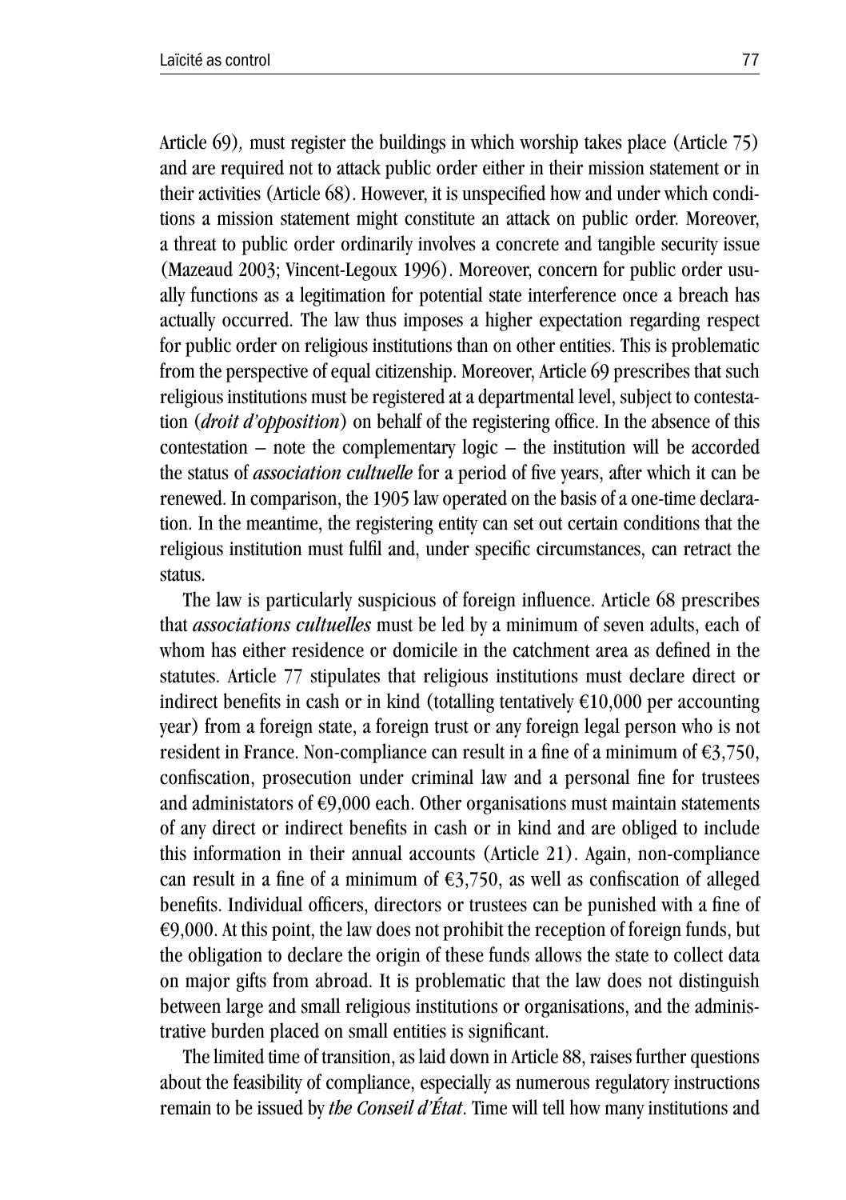Article 69), must register the buildings in which worship takes place (Article 75) and are required not to attack public order either in their mission statement or in their activities (Article 68). However, it is unspecified how and under which conditions a mission statement might constitute an attack on public order. Moreover, a threat to public order ordinarily involves a concrete and tangible security issue (Mazeaud 2003; Vincent-Legoux 1996). Moreover, concern for public order usually functions as a legitimation for potential state interference once a breach has actually occurred. The law thus imposes a higher expectation regarding respect for public order on religious institutions than on other entities. This is problematic from the perspective of equal citizenship. Moreover, Article 69 prescribes that such religious institutions must be registered at a departmental level, subject to contestation (*droit d'opposition*) on behalf of the registering office. In the absence of this contestation – note the complementary logic – the institution will be accorded the status of *association cultuelle* for a period of five years, after which it can be renewed. In comparison, the 1905 law operated on the basis of a one-time declaration. In the meantime, the registering entity can set out certain conditions that the religious institution must fulfil and, under specific circumstances, can retract the status.

The law is particularly suspicious of foreign influence. Article 68 prescribes that *associations cultuelles* must be led by a minimum of seven adults, each of whom has either residence or domicile in the catchment area as defined in the statutes. Article 77 stipulates that religious institutions must declare direct or indirect benefits in cash or in kind (totalling tentatively €10,000 per accounting year) from a foreign state, a foreign trust or any foreign legal person who is not resident in France. Non-compliance can result in a fine of a minimum of €3,750, confiscation, prosecution under criminal law and a personal fine for trustees and administators of €9,000 each. Other organisations must maintain statements of any direct or indirect benefits in cash or in kind and are obliged to include this information in their annual accounts (Article 21). Again, non-compliance can result in a fine of a minimum of €3,750, as well as confiscation of alleged benefits. Individual officers, directors or trustees can be punished with a fine of €9,000. At this point, the law does not prohibit the reception of foreign funds, but the obligation to declare the origin of these funds allows the state to collect data on major gifts from abroad. It is problematic that the law does not distinguish between large and small religious institutions or organisations, and the administrative burden placed on small entities is significant.

The limited time of transition, as laid down in Article 88, raises further questions about the feasibility of compliance, especially as numerous regulatory instructions remain to be issued by *the Conseil d'État*. Time will tell how many institutions and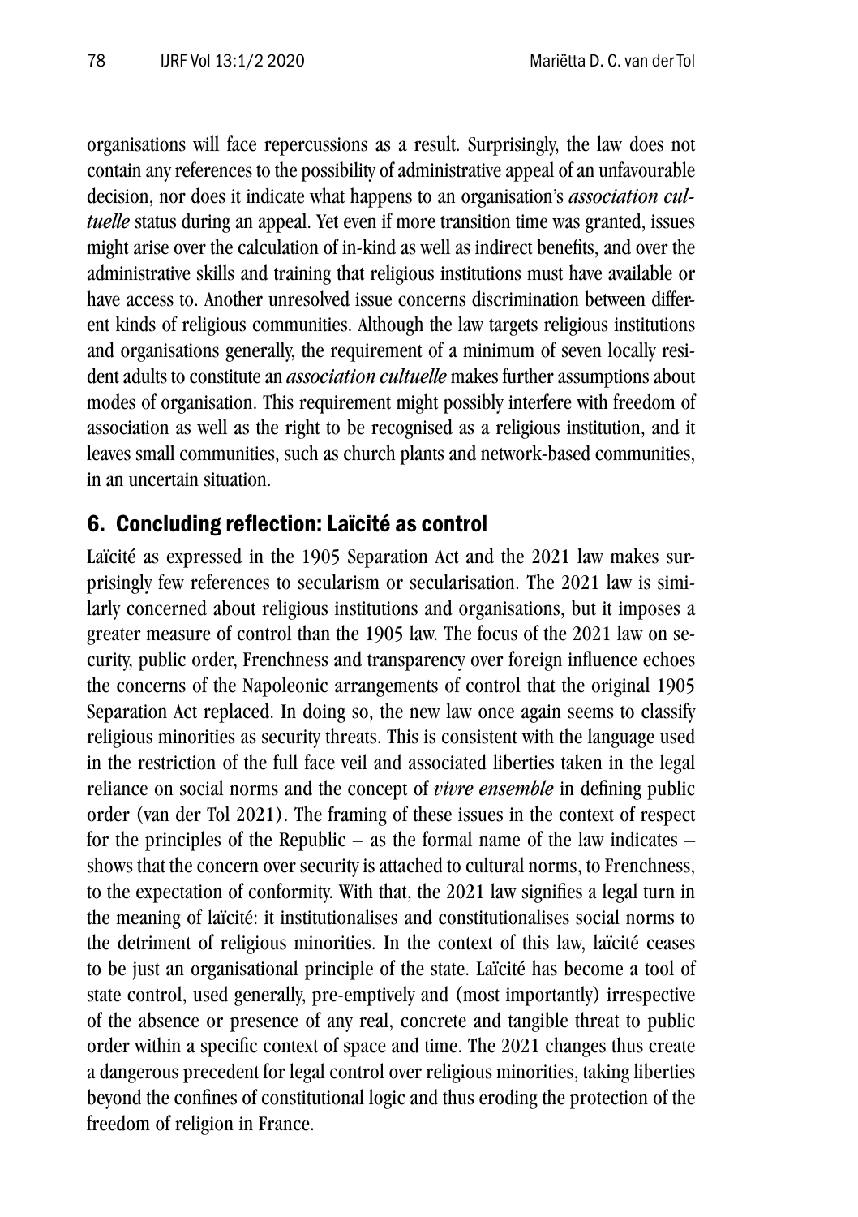organisations will face repercussions as a result. Surprisingly, the law does not contain any references to the possibility of administrative appeal of an unfavourable decision, nor does it indicate what happens to an organisation's *association cultuelle* status during an appeal. Yet even if more transition time was granted, issues might arise over the calculation of in-kind as well as indirect benefits, and over the administrative skills and training that religious institutions must have available or have access to. Another unresolved issue concerns discrimination between different kinds of religious communities. Although the law targets religious institutions and organisations generally, the requirement of a minimum of seven locally resident adults to constitute an *association cultuelle* makes further assumptions about modes of organisation. This requirement might possibly interfere with freedom of association as well as the right to be recognised as a religious institution, and it leaves small communities, such as church plants and network-based communities, in an uncertain situation.

## 6. Concluding reflection: Laïcité as control

Laïcité as expressed in the 1905 Separation Act and the 2021 law makes surprisingly few references to secularism or secularisation. The 2021 law is similarly concerned about religious institutions and organisations, but it imposes a greater measure of control than the 1905 law. The focus of the 2021 law on security, public order, Frenchness and transparency over foreign influence echoes the concerns of the Napoleonic arrangements of control that the original 1905 Separation Act replaced. In doing so, the new law once again seems to classify religious minorities as security threats. This is consistent with the language used in the restriction of the full face veil and associated liberties taken in the legal reliance on social norms and the concept of *vivre ensemble* in defining public order (van der Tol 2021). The framing of these issues in the context of respect for the principles of the Republic – as the formal name of the law indicates – shows that the concern over security is attached to cultural norms, to Frenchness, to the expectation of conformity. With that, the 2021 law signifies a legal turn in the meaning of laïcité: it institutionalises and constitutionalises social norms to the detriment of religious minorities. In the context of this law, laïcité ceases to be just an organisational principle of the state. Laïcité has become a tool of state control, used generally, pre-emptively and (most importantly) irrespective of the absence or presence of any real, concrete and tangible threat to public order within a specific context of space and time. The 2021 changes thus create a dangerous precedent for legal control over religious minorities, taking liberties beyond the confines of constitutional logic and thus eroding the protection of the freedom of religion in France.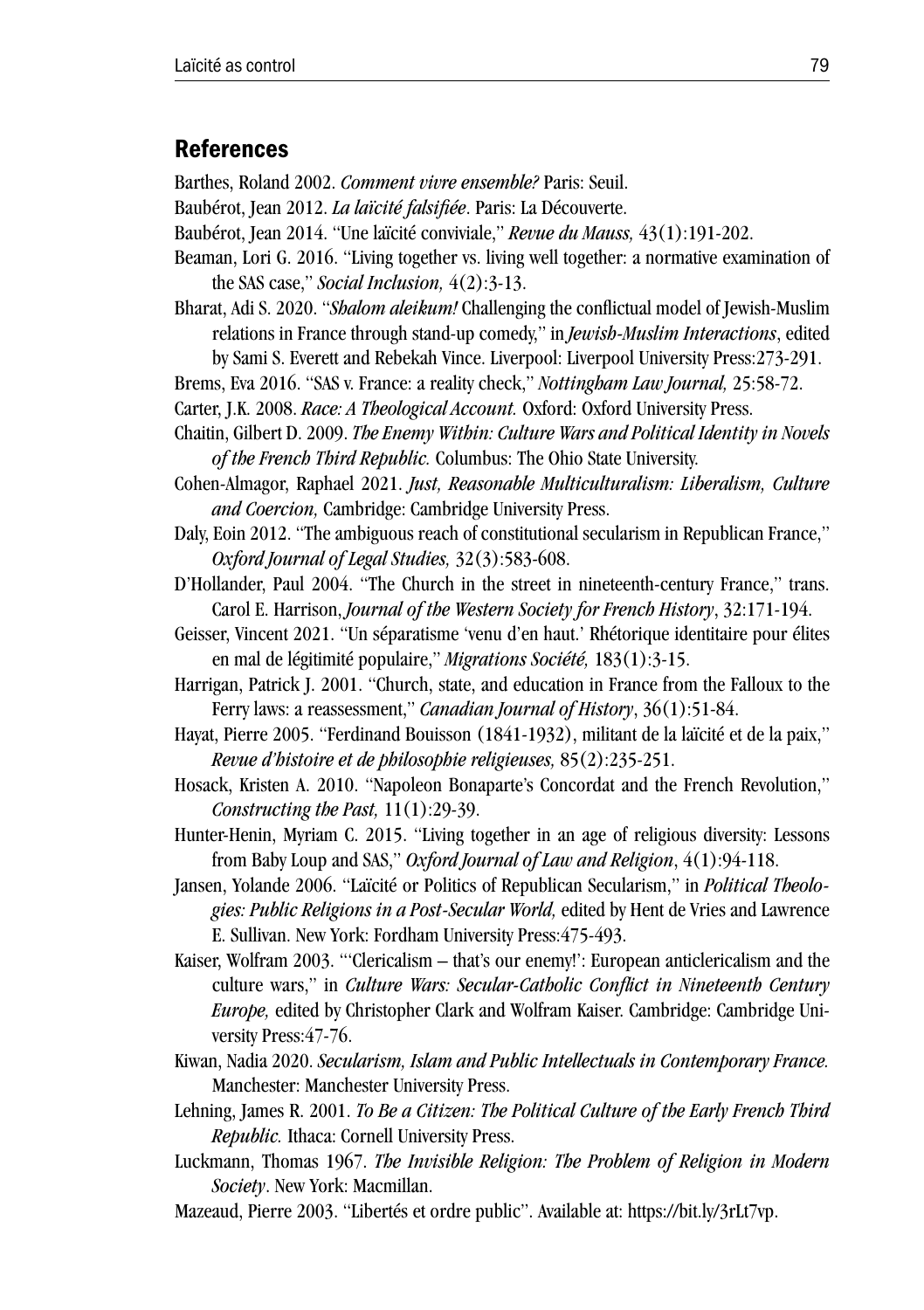## References

Barthes, Roland 2002. *Comment vivre ensemble?* Paris: Seuil.

Baubérot, Jean 2012. *La laïcité falsifiée*. Paris: La Découverte.

Baubérot, Jean 2014. "Une laïcité conviviale," *Revue du Mauss,* 43(1):191-202.

Beaman, Lori G. 2016. "Living together vs. living well together: a normative examination of the SAS case," *Social Inclusion,* 4(2):3-13.

Bharat, Adi S. 2020. "*Shalom aleikum!* Challenging the conflictual model of Jewish-Muslim relations in France through stand-up comedy," in *Jewish-Muslim Interactions*, edited by Sami S. Everett and Rebekah Vince. Liverpool: Liverpool University Press:273-291.

Brems, Eva 2016. "SAS v. France: a reality check," *Nottingham Law Journal,* 25:58-72.

Carter, J.K. 2008. *Race: A Theological Account.* Oxford: Oxford University Press.

Chaitin, Gilbert D. 2009. *The Enemy Within: Culture Wars and Political Identity in Novels of the French Third Republic.* Columbus: The Ohio State University.

Cohen-Almagor, Raphael 2021. *Just, Reasonable Multiculturalism: Liberalism, Culture and Coercion,* Cambridge: Cambridge University Press.

Daly, Eoin 2012. "The ambiguous reach of constitutional secularism in Republican France," *Oxford Journal of Legal Studies,* 32(3):583-608.

D'Hollander, Paul 2004. "The Church in the street in nineteenth-century France," trans. Carol E. Harrison, *Journal of the Western Society for French History*, 32:171-194.

Geisser, Vincent 2021. "Un séparatisme 'venu d'en haut.' Rhétorique identitaire pour élites en mal de légitimité populaire," *Migrations Société,* 183(1):3-15.

Harrigan, Patrick J. 2001. "Church, state, and education in France from the Falloux to the Ferry laws: a reassessment," *Canadian Journal of History*, 36(1):51-84.

Hayat, Pierre 2005. "Ferdinand Bouisson (1841-1932), militant de la laïcité et de la paix," *Revue d'histoire et de philosophie religieuses,* 85(2):235-251.

Hosack, Kristen A. 2010. "Napoleon Bonaparte's Concordat and the French Revolution," *Constructing the Past,* 11(1):29-39.

Hunter-Henin, Myriam C. 2015. "Living together in an age of religious diversity: Lessons from Baby Loup and SAS," *Oxford Journal of Law and Religion*, 4(1):94-118.

Jansen, Yolande 2006. "Laïcité or Politics of Republican Secularism," in *Political Theologies: Public Religions in a Post-Secular World,* edited by Hent de Vries and Lawrence E. Sullivan. New York: Fordham University Press:475-493.

Kaiser, Wolfram 2003. "'Clericalism – that's our enemy!': European anticlericalism and the culture wars," in *Culture Wars: Secular-Catholic Conflict in Nineteenth Century Europe,* edited by Christopher Clark and Wolfram Kaiser. Cambridge: Cambridge University Press:47-76.

Kiwan, Nadia 2020. *Secularism, Islam and Public Intellectuals in Contemporary France.* Manchester: Manchester University Press.

Lehning, James R. 2001. *To Be a Citizen: The Political Culture of the Early French Third Republic.* Ithaca: Cornell University Press.

Luckmann, Thomas 1967. *The Invisible Religion: The Problem of Religion in Modern Society*. New York: Macmillan.

Mazeaud, Pierre 2003. "Libertés et ordre public". Available at: https://bit.ly/3rLt7vp.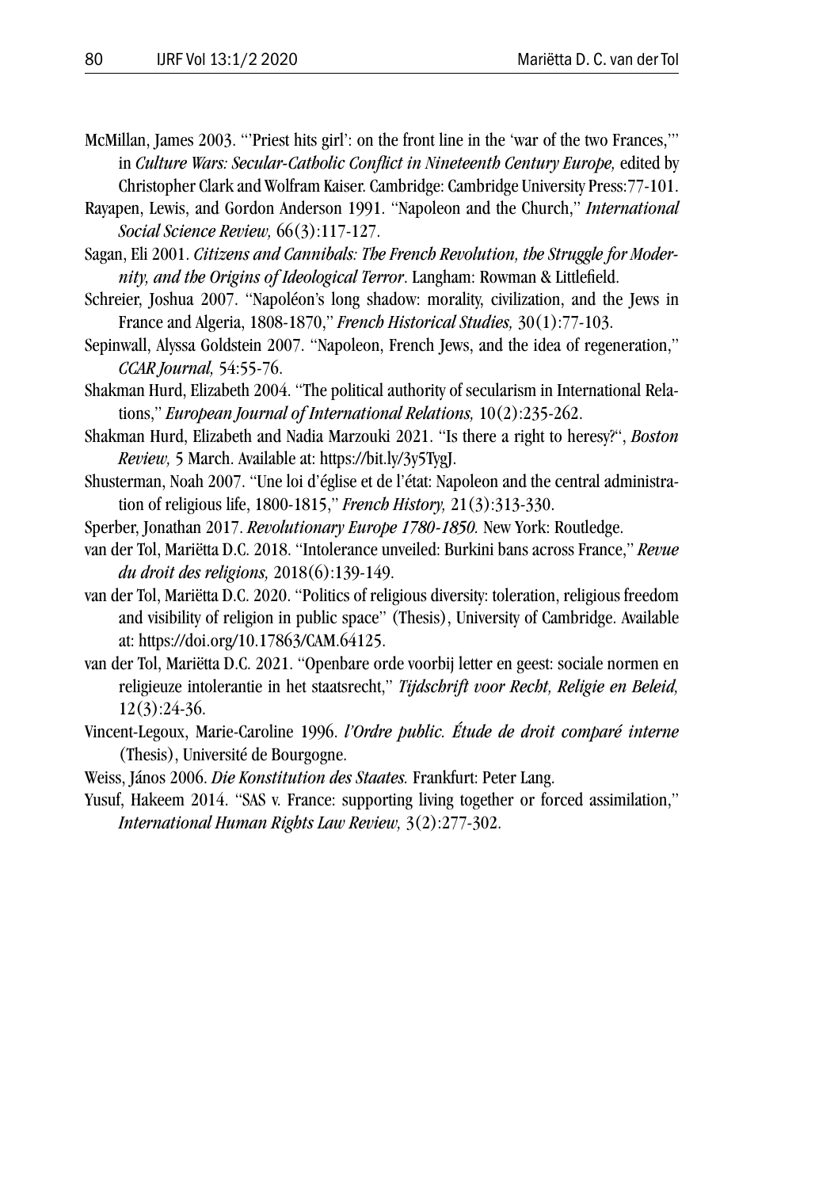McMillan, James 2003. "'Priest hits girl': on the front line in the 'war of the two Frances,'" in *Culture Wars: Secular-Catholic Conflict in Nineteenth Century Europe,* edited by Christopher Clark and Wolfram Kaiser. Cambridge: Cambridge University Press:77-101.

Rayapen, Lewis, and Gordon Anderson 1991. "Napoleon and the Church," *International Social Science Review,* 66(3):117-127.

Sagan, Eli 2001. *Citizens and Cannibals: The French Revolution, the Struggle for Modernity, and the Origins of Ideological Terror*. Langham: Rowman & Littlefield.

Schreier, Joshua 2007. "Napoléon's long shadow: morality, civilization, and the Jews in France and Algeria, 1808-1870," *French Historical Studies,* 30(1):77-103.

Sepinwall, Alyssa Goldstein 2007. "Napoleon, French Jews, and the idea of regeneration," *CCAR Journal,* 54:55-76.

Shakman Hurd, Elizabeth 2004. "The political authority of secularism in International Relations," *European Journal of International Relations,* 10(2):235-262.

Shakman Hurd, Elizabeth and Nadia Marzouki 2021. "Is there a right to heresy?", *Boston Review,* 5 March. Available at: https://bit.ly/3y5TygJ.

Shusterman, Noah 2007. "Une loi d'église et de l'état: Napoleon and the central administration of religious life, 1800-1815," *French History,* 21(3):313-330.

Sperber, Jonathan 2017. *Revolutionary Europe 1780-1850.* New York: Routledge.

van der Tol, Mariëtta D.C. 2018. "Intolerance unveiled: Burkini bans across France," *Revue du droit des religions,* 2018(6):139-149.

van der Tol, Mariëtta D.C. 2020. "Politics of religious diversity: toleration, religious freedom and visibility of religion in public space" (Thesis), University of Cambridge. Available at: https://doi.org/10.17863/CAM.64125.

van der Tol, Mariëtta D.C. 2021. "Openbare orde voorbij letter en geest: sociale normen en religieuze intolerantie in het staatsrecht," *Tijdschrift voor Recht, Religie en Beleid,* 12(3):24-36.

Vincent-Legoux, Marie-Caroline 1996. *l'Ordre public. Étude de droit comparé interne* (Thesis), Université de Bourgogne.

Weiss, János 2006. *Die Konstitution des Staates.* Frankfurt: Peter Lang.

Yusuf, Hakeem 2014. "SAS v. France: supporting living together or forced assimilation," *International Human Rights Law Review,* 3(2):277-302.